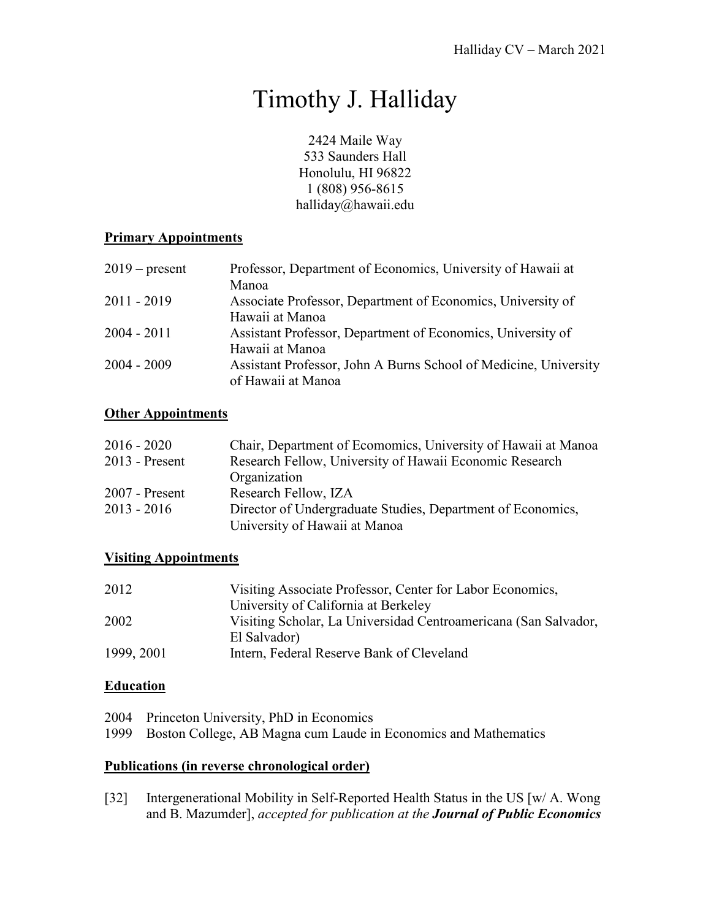# Timothy J. Halliday

2424 Maile Way
533 Saunders Hall
Honolulu, HI 96822
1 (808) 956-8615
halliday@hawaii.edu

## Primary Appointments

| | |
|---|---|
| 2019 – present | Professor, Department of Economics, University of Hawaii at Manoa |
| 2011 - 2019 | Associate Professor, Department of Economics, University of Hawaii at Manoa |
| 2004 - 2011 | Assistant Professor, Department of Economics, University of Hawaii at Manoa |
| 2004 - 2009 | Assistant Professor, John A Burns School of Medicine, University of Hawaii at Manoa |

## Other Appointments

| | |
|---|---|
| 2016 - 2020 | Chair, Department of Ecomomics, University of Hawaii at Manoa |
| 2013 - Present | Research Fellow, University of Hawaii Economic Research Organization |
| 2007 - Present | Research Fellow, IZA |
| 2013 - 2016 | Director of Undergraduate Studies, Department of Economics, University of Hawaii at Manoa |

## Visiting Appointments

| | |
|---|---|
| 2012 | Visiting Associate Professor, Center for Labor Economics, University of California at Berkeley |
| 2002 | Visiting Scholar, La Universidad Centroamericana (San Salvador, El Salvador) |
| 1999, 2001 | Intern, Federal Reserve Bank of Cleveland |

## Education

2004 Princeton University, PhD in Economics
1999 Boston College, AB Magna cum Laude in Economics and Mathematics

## Publications (in reverse chronological order)

[32] Intergenerational Mobility in Self-Reported Health Status in the US [w/ A. Wong and B. Mazumder], *accepted for publication at the* ***Journal of Public Economics***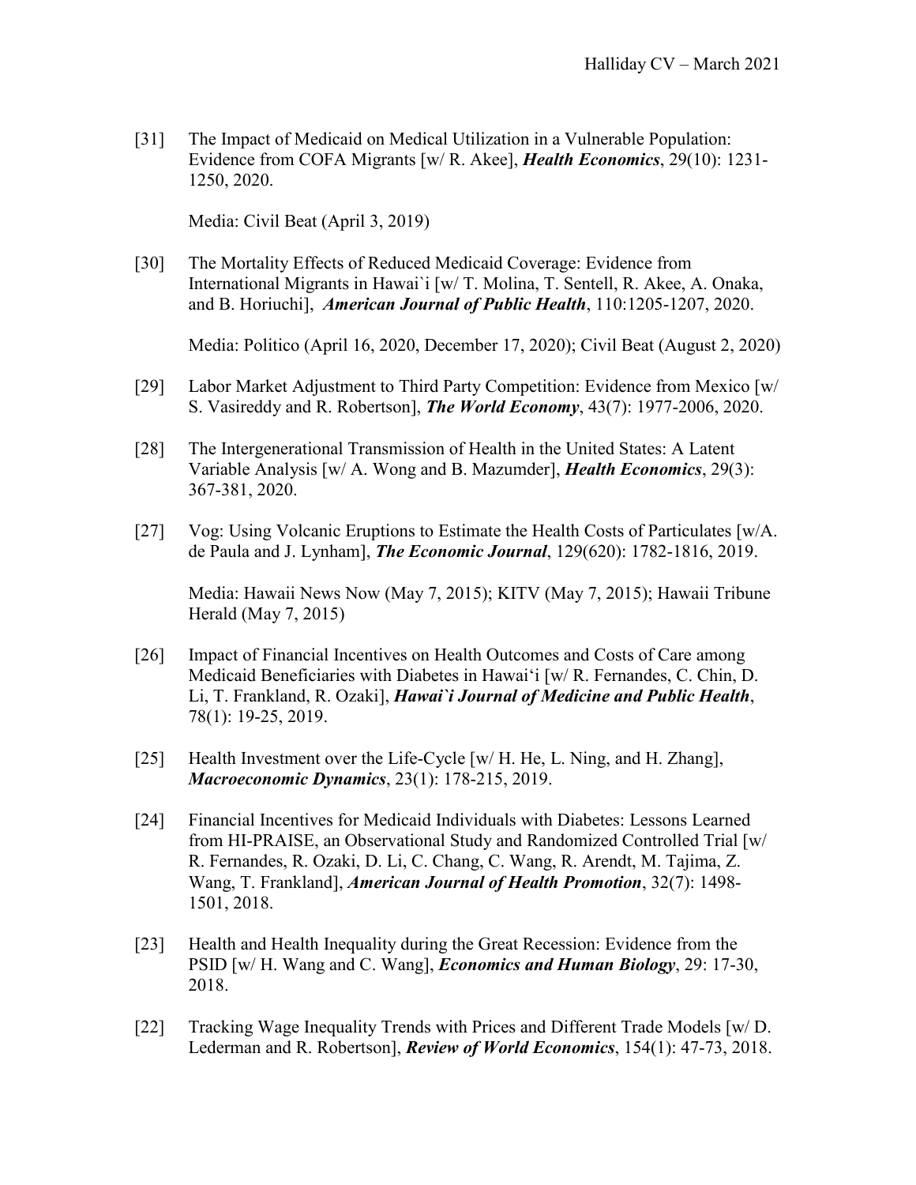[31] The Impact of Medicaid on Medical Utilization in a Vulnerable Population: Evidence from COFA Migrants [w/ R. Akee], ***Health Economics***, 29(10): 1231-1250, 2020.

Media: Civil Beat (April 3, 2019)

[30] The Mortality Effects of Reduced Medicaid Coverage: Evidence from International Migrants in Hawai`i [w/ T. Molina, T. Sentell, R. Akee, A. Onaka, and B. Horiuchi], ***American Journal of Public Health***, 110:1205-1207, 2020.

Media: Politico (April 16, 2020, December 17, 2020); Civil Beat (August 2, 2020)

[29] Labor Market Adjustment to Third Party Competition: Evidence from Mexico [w/ S. Vasireddy and R. Robertson], ***The World Economy***, 43(7): 1977-2006, 2020.

[28] The Intergenerational Transmission of Health in the United States: A Latent Variable Analysis [w/ A. Wong and B. Mazumder], ***Health Economics***, 29(3): 367-381, 2020.

[27] Vog: Using Volcanic Eruptions to Estimate the Health Costs of Particulates [w/A. de Paula and J. Lynham], ***The Economic Journal***, 129(620): 1782-1816, 2019.

Media: Hawaii News Now (May 7, 2015); KITV (May 7, 2015); Hawaii Tribune Herald (May 7, 2015)

[26] Impact of Financial Incentives on Health Outcomes and Costs of Care among Medicaid Beneficiaries with Diabetes in Hawai'i [w/ R. Fernandes, C. Chin, D. Li, T. Frankland, R. Ozaki], ***Hawai`i Journal of Medicine and Public Health***, 78(1): 19-25, 2019.

[25] Health Investment over the Life-Cycle [w/ H. He, L. Ning, and H. Zhang], ***Macroeconomic Dynamics***, 23(1): 178-215, 2019.

[24] Financial Incentives for Medicaid Individuals with Diabetes: Lessons Learned from HI-PRAISE, an Observational Study and Randomized Controlled Trial [w/ R. Fernandes, R. Ozaki, D. Li, C. Chang, C. Wang, R. Arendt, M. Tajima, Z. Wang, T. Frankland], ***American Journal of Health Promotion***, 32(7): 1498-1501, 2018.

[23] Health and Health Inequality during the Great Recession: Evidence from the PSID [w/ H. Wang and C. Wang], ***Economics and Human Biology***, 29: 17-30, 2018.

[22] Tracking Wage Inequality Trends with Prices and Different Trade Models [w/ D. Lederman and R. Robertson], ***Review of World Economics***, 154(1): 47-73, 2018.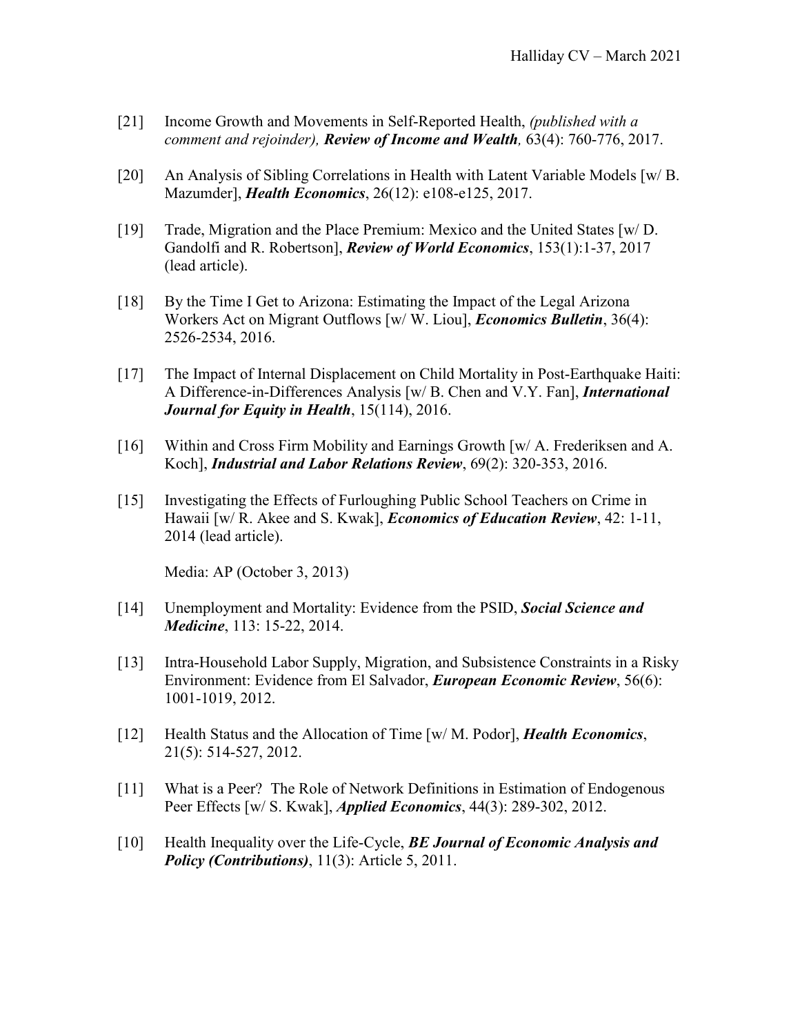[21] Income Growth and Movements in Self-Reported Health, *(published with a comment and rejoinder),* ***Review of Income and Wealth,*** 63(4): 760-776, 2017.

[20] An Analysis of Sibling Correlations in Health with Latent Variable Models [w/ B. Mazumder], ***Health Economics***, 26(12): e108-e125, 2017.

[19] Trade, Migration and the Place Premium: Mexico and the United States [w/ D. Gandolfi and R. Robertson], ***Review of World Economics***, 153(1):1-37, 2017 (lead article).

[18] By the Time I Get to Arizona: Estimating the Impact of the Legal Arizona Workers Act on Migrant Outflows [w/ W. Liou], ***Economics Bulletin***, 36(4): 2526-2534, 2016.

[17] The Impact of Internal Displacement on Child Mortality in Post-Earthquake Haiti: A Difference-in-Differences Analysis [w/ B. Chen and V.Y. Fan], ***International Journal for Equity in Health***, 15(114), 2016.

[16] Within and Cross Firm Mobility and Earnings Growth [w/ A. Frederiksen and A. Koch], ***Industrial and Labor Relations Review***, 69(2): 320-353, 2016.

[15] Investigating the Effects of Furloughing Public School Teachers on Crime in Hawaii [w/ R. Akee and S. Kwak], ***Economics of Education Review***, 42: 1-11, 2014 (lead article).

Media: AP (October 3, 2013)

[14] Unemployment and Mortality: Evidence from the PSID, ***Social Science and Medicine***, 113: 15-22, 2014.

[13] Intra-Household Labor Supply, Migration, and Subsistence Constraints in a Risky Environment: Evidence from El Salvador, ***European Economic Review***, 56(6): 1001-1019, 2012.

[12] Health Status and the Allocation of Time [w/ M. Podor], ***Health Economics***, 21(5): 514-527, 2012.

[11] What is a Peer? The Role of Network Definitions in Estimation of Endogenous Peer Effects [w/ S. Kwak], ***Applied Economics***, 44(3): 289-302, 2012.

[10] Health Inequality over the Life-Cycle, ***BE Journal of Economic Analysis and Policy (Contributions)***, 11(3): Article 5, 2011.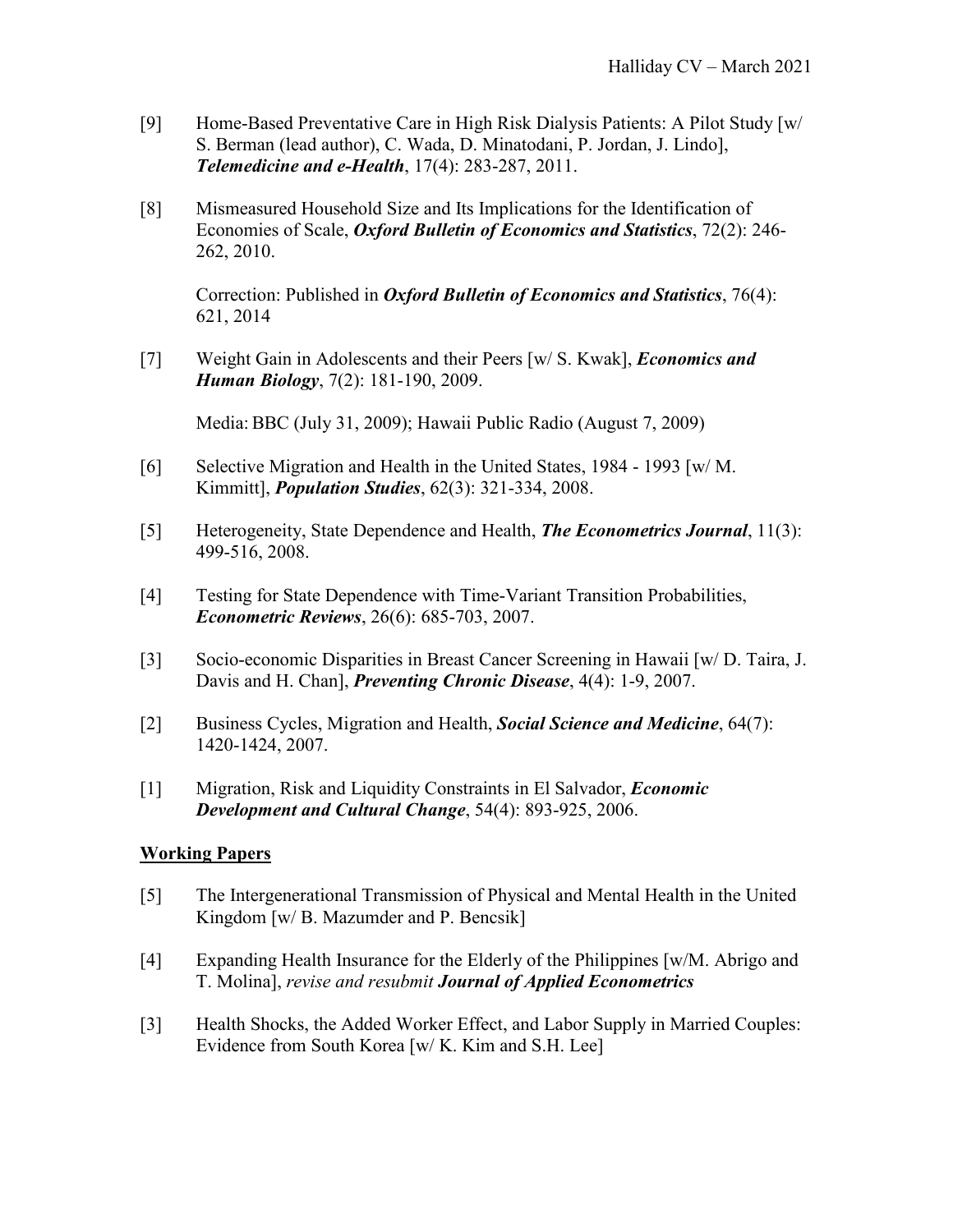[9] Home-Based Preventative Care in High Risk Dialysis Patients: A Pilot Study [w/ S. Berman (lead author), C. Wada, D. Minatodani, P. Jordan, J. Lindo], ***Telemedicine and e-Health***, 17(4): 283-287, 2011.

[8] Mismeasured Household Size and Its Implications for the Identification of Economies of Scale, ***Oxford Bulletin of Economics and Statistics***, 72(2): 246-262, 2010.

Correction: Published in ***Oxford Bulletin of Economics and Statistics***, 76(4): 621, 2014

[7] Weight Gain in Adolescents and their Peers [w/ S. Kwak], ***Economics and Human Biology***, 7(2): 181-190, 2009.

Media: BBC (July 31, 2009); Hawaii Public Radio (August 7, 2009)

[6] Selective Migration and Health in the United States, 1984 - 1993 [w/ M. Kimmitt], ***Population Studies***, 62(3): 321-334, 2008.

[5] Heterogeneity, State Dependence and Health, ***The Econometrics Journal***, 11(3): 499-516, 2008.

[4] Testing for State Dependence with Time-Variant Transition Probabilities, ***Econometric Reviews***, 26(6): 685-703, 2007.

[3] Socio-economic Disparities in Breast Cancer Screening in Hawaii [w/ D. Taira, J. Davis and H. Chan], ***Preventing Chronic Disease***, 4(4): 1-9, 2007.

[2] Business Cycles, Migration and Health, ***Social Science and Medicine***, 64(7): 1420-1424, 2007.

[1] Migration, Risk and Liquidity Constraints in El Salvador, ***Economic Development and Cultural Change***, 54(4): 893-925, 2006.

## Working Papers

[5] The Intergenerational Transmission of Physical and Mental Health in the United Kingdom [w/ B. Mazumder and P. Bencsik]

[4] Expanding Health Insurance for the Elderly of the Philippines [w/M. Abrigo and T. Molina], *revise and resubmit* ***Journal of Applied Econometrics***

[3] Health Shocks, the Added Worker Effect, and Labor Supply in Married Couples: Evidence from South Korea [w/ K. Kim and S.H. Lee]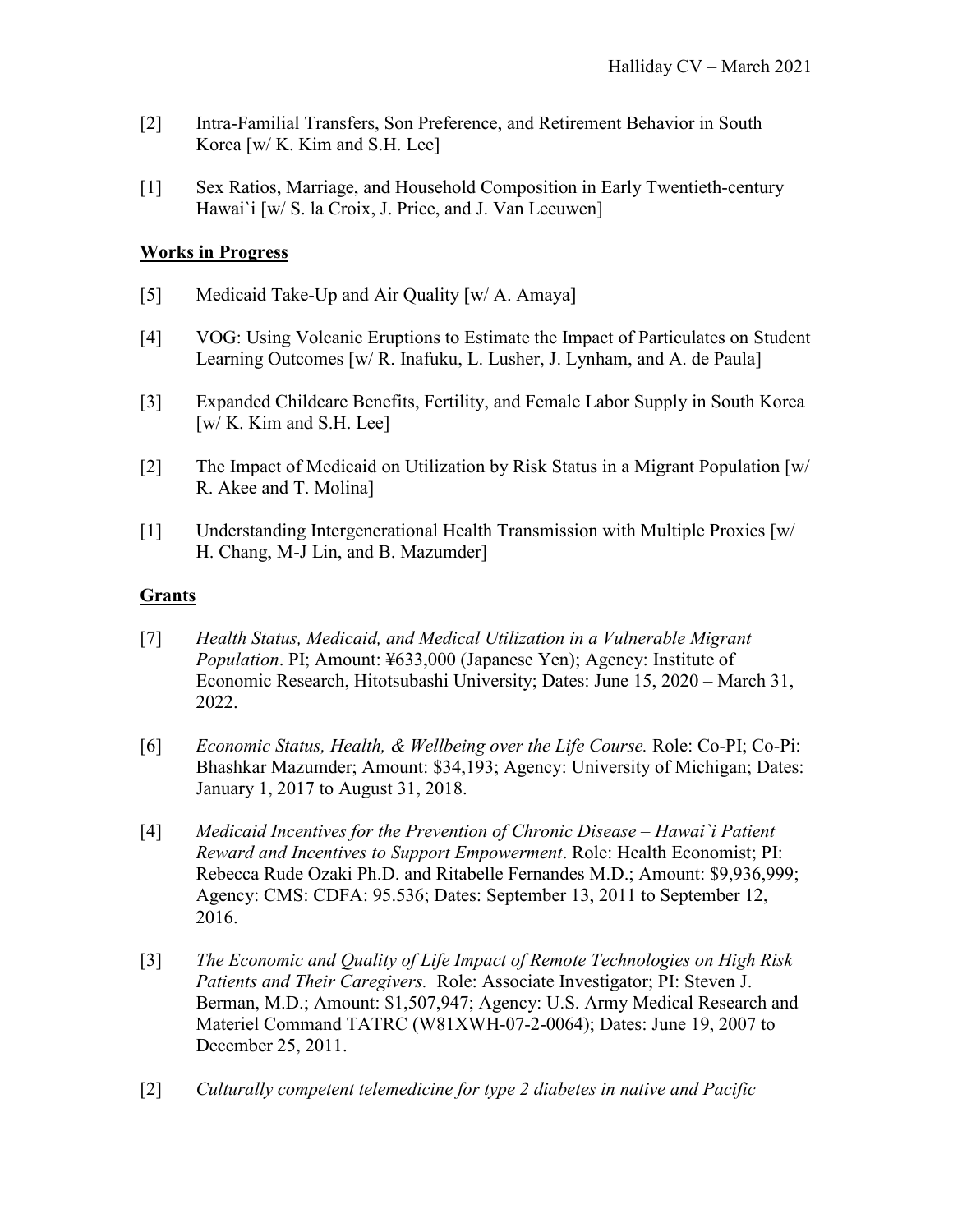[2] Intra-Familial Transfers, Son Preference, and Retirement Behavior in South Korea [w/ K. Kim and S.H. Lee]

[1] Sex Ratios, Marriage, and Household Composition in Early Twentieth-century Hawai`i [w/ S. la Croix, J. Price, and J. Van Leeuwen]

## Works in Progress

[5] Medicaid Take-Up and Air Quality [w/ A. Amaya]

[4] VOG: Using Volcanic Eruptions to Estimate the Impact of Particulates on Student Learning Outcomes [w/ R. Inafuku, L. Lusher, J. Lynham, and A. de Paula]

[3] Expanded Childcare Benefits, Fertility, and Female Labor Supply in South Korea [w/ K. Kim and S.H. Lee]

[2] The Impact of Medicaid on Utilization by Risk Status in a Migrant Population [w/ R. Akee and T. Molina]

[1] Understanding Intergenerational Health Transmission with Multiple Proxies [w/ H. Chang, M-J Lin, and B. Mazumder]

## Grants

[7] *Health Status, Medicaid, and Medical Utilization in a Vulnerable Migrant Population*. PI; Amount: ¥633,000 (Japanese Yen); Agency: Institute of Economic Research, Hitotsubashi University; Dates: June 15, 2020 – March 31, 2022.

[6] *Economic Status, Health, & Wellbeing over the Life Course.* Role: Co-PI; Co-Pi: Bhashkar Mazumder; Amount: $34,193; Agency: University of Michigan; Dates: January 1, 2017 to August 31, 2018.

[4] *Medicaid Incentives for the Prevention of Chronic Disease – Hawai`i Patient Reward and Incentives to Support Empowerment*. Role: Health Economist; PI: Rebecca Rude Ozaki Ph.D. and Ritabelle Fernandes M.D.; Amount: $9,936,999; Agency: CMS: CDFA: 95.536; Dates: September 13, 2011 to September 12, 2016.

[3] *The Economic and Quality of Life Impact of Remote Technologies on High Risk Patients and Their Caregivers.* Role: Associate Investigator; PI: Steven J. Berman, M.D.; Amount: $1,507,947; Agency: U.S. Army Medical Research and Materiel Command TATRC (W81XWH-07-2-0064); Dates: June 19, 2007 to December 25, 2011.

[2] *Culturally competent telemedicine for type 2 diabetes in native and Pacific*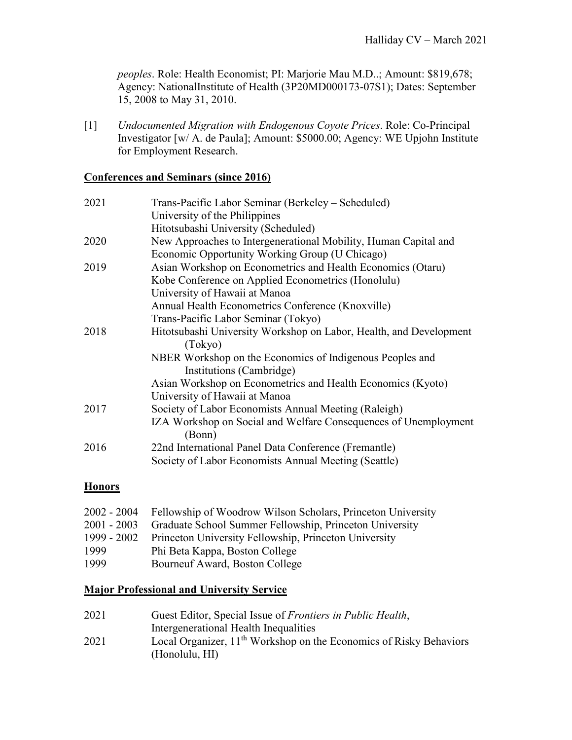*peoples*. Role: Health Economist; PI: Marjorie Mau M.D..; Amount: $819,678; Agency: NationalInstitute of Health (3P20MD000173-07S1); Dates: September 15, 2008 to May 31, 2010.

[1] *Undocumented Migration with Endogenous Coyote Prices*. Role: Co-Principal Investigator [w/ A. de Paula]; Amount: $5000.00; Agency: WE Upjohn Institute for Employment Research.

## Conferences and Seminars (since 2016)

2021 Trans-Pacific Labor Seminar (Berkeley – Scheduled)
University of the Philippines
Hitotsubashi University (Scheduled)

2020 New Approaches to Intergenerational Mobility, Human Capital and Economic Opportunity Working Group (U Chicago)

2019 Asian Workshop on Econometrics and Health Economics (Otaru)
Kobe Conference on Applied Econometrics (Honolulu)
University of Hawaii at Manoa
Annual Health Econometrics Conference (Knoxville)
Trans-Pacific Labor Seminar (Tokyo)

2018 Hitotsubashi University Workshop on Labor, Health, and Development (Tokyo)
NBER Workshop on the Economics of Indigenous Peoples and Institutions (Cambridge)
Asian Workshop on Econometrics and Health Economics (Kyoto)
University of Hawaii at Manoa

2017 Society of Labor Economists Annual Meeting (Raleigh)
IZA Workshop on Social and Welfare Consequences of Unemployment (Bonn)

2016 22nd International Panel Data Conference (Fremantle)
Society of Labor Economists Annual Meeting (Seattle)

## Honors

2002 - 2004 Fellowship of Woodrow Wilson Scholars, Princeton University
2001 - 2003 Graduate School Summer Fellowship, Princeton University
1999 - 2002 Princeton University Fellowship, Princeton University
1999 Phi Beta Kappa, Boston College
1999 Bourneuf Award, Boston College

## Major Professional and University Service

2021 Guest Editor, Special Issue of *Frontiers in Public Health*, Intergenerational Health Inequalities

2021 Local Organizer, 11th Workshop on the Economics of Risky Behaviors (Honolulu, HI)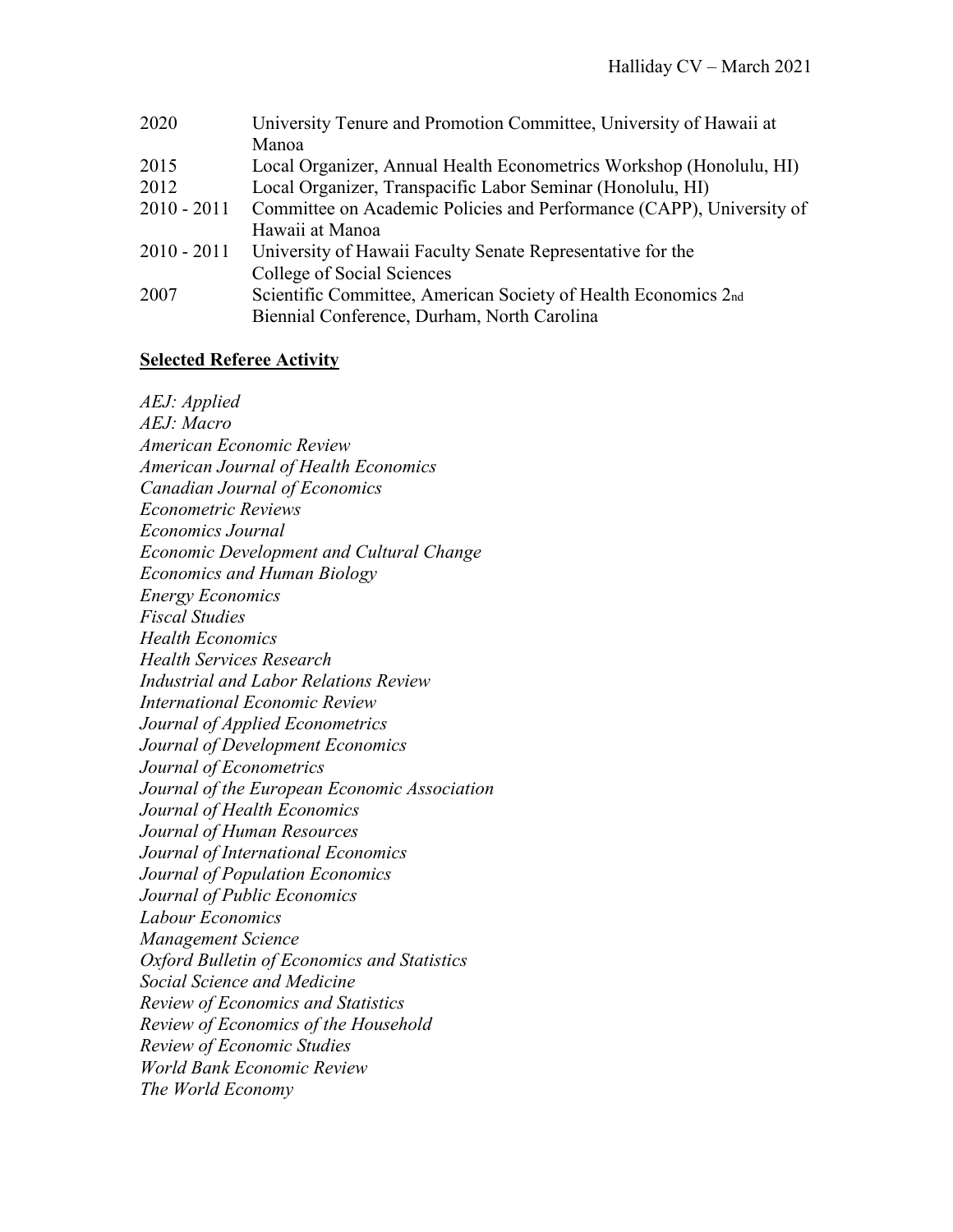| | |
|---|---|
| 2020 | University Tenure and Promotion Committee, University of Hawaii at Manoa |
| 2015 | Local Organizer, Annual Health Econometrics Workshop (Honolulu, HI) |
| 2012 | Local Organizer, Transpacific Labor Seminar (Honolulu, HI) |
| 2010 - 2011 | Committee on Academic Policies and Performance (CAPP), University of Hawaii at Manoa |
| 2010 - 2011 | University of Hawaii Faculty Senate Representative for the College of Social Sciences |
| 2007 | Scientific Committee, American Society of Health Economics 2nd Biennial Conference, Durham, North Carolina |

**Selected Referee Activity**

*AEJ: Applied*
*AEJ: Macro*
*American Economic Review*
*American Journal of Health Economics*
*Canadian Journal of Economics*
*Econometric Reviews*
*Economics Journal*
*Economic Development and Cultural Change*
*Economics and Human Biology*
*Energy Economics*
*Fiscal Studies*
*Health Economics*
*Health Services Research*
*Industrial and Labor Relations Review*
*International Economic Review*
*Journal of Applied Econometrics*
*Journal of Development Economics*
*Journal of Econometrics*
*Journal of the European Economic Association*
*Journal of Health Economics*
*Journal of Human Resources*
*Journal of International Economics*
*Journal of Population Economics*
*Journal of Public Economics*
*Labour Economics*
*Management Science*
*Oxford Bulletin of Economics and Statistics*
*Social Science and Medicine*
*Review of Economics and Statistics*
*Review of Economics of the Household*
*Review of Economic Studies*
*World Bank Economic Review*
*The World Economy*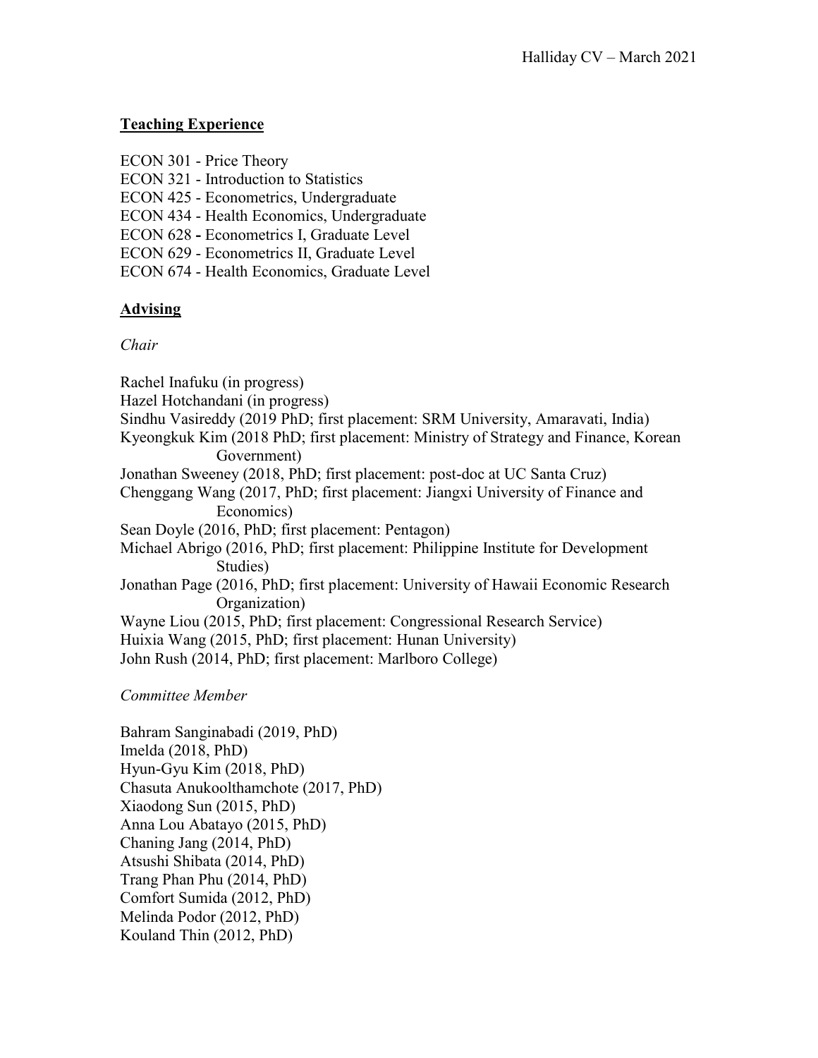## Teaching Experience

ECON 301 - Price Theory
ECON 321 - Introduction to Statistics
ECON 425 - Econometrics, Undergraduate
ECON 434 - Health Economics, Undergraduate
ECON 628 **-** Econometrics I, Graduate Level
ECON 629 - Econometrics II, Graduate Level
ECON 674 - Health Economics, Graduate Level

## Advising

*Chair*

Rachel Inafuku (in progress)
Hazel Hotchandani (in progress)
Sindhu Vasireddy (2019 PhD; first placement: SRM University, Amaravati, India)
Kyeongkuk Kim (2018 PhD; first placement: Ministry of Strategy and Finance, Korean Government)
Jonathan Sweeney (2018, PhD; first placement: post-doc at UC Santa Cruz)
Chenggang Wang (2017, PhD; first placement: Jiangxi University of Finance and Economics)
Sean Doyle (2016, PhD; first placement: Pentagon)
Michael Abrigo (2016, PhD; first placement: Philippine Institute for Development Studies)
Jonathan Page (2016, PhD; first placement: University of Hawaii Economic Research Organization)
Wayne Liou (2015, PhD; first placement: Congressional Research Service)
Huixia Wang (2015, PhD; first placement: Hunan University)
John Rush (2014, PhD; first placement: Marlboro College)

*Committee Member*

Bahram Sanginabadi (2019, PhD)
Imelda (2018, PhD)
Hyun-Gyu Kim (2018, PhD)
Chasuta Anukoolthamchote (2017, PhD)
Xiaodong Sun (2015, PhD)
Anna Lou Abatayo (2015, PhD)
Chaning Jang (2014, PhD)
Atsushi Shibata (2014, PhD)
Trang Phan Phu (2014, PhD)
Comfort Sumida (2012, PhD)
Melinda Podor (2012, PhD)
Kouland Thin (2012, PhD)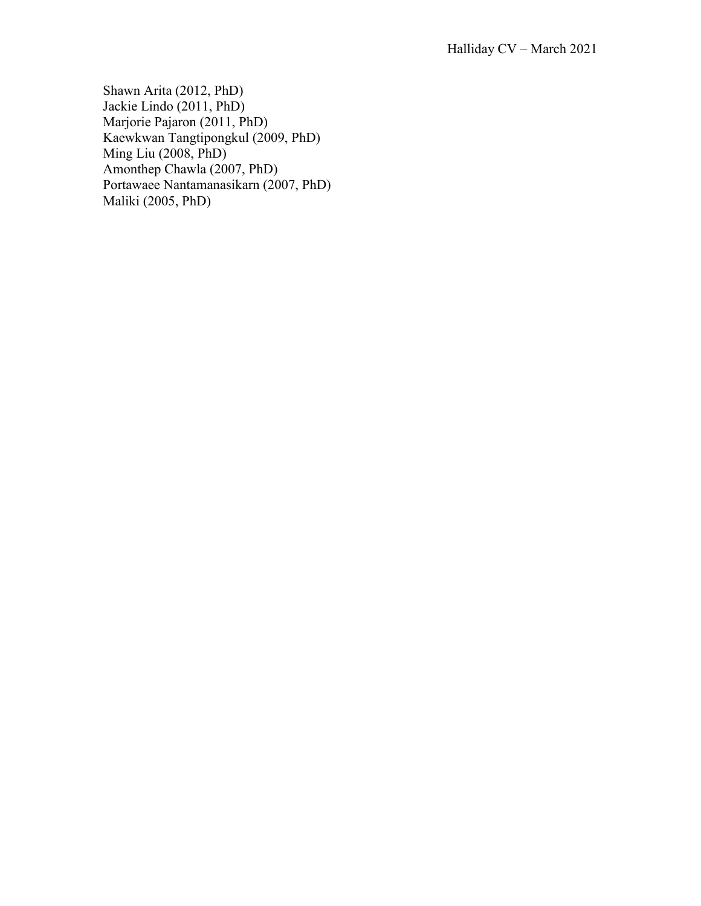Shawn Arita (2012, PhD)
Jackie Lindo (2011, PhD)
Marjorie Pajaron (2011, PhD)
Kaewkwan Tangtipongkul (2009, PhD)
Ming Liu (2008, PhD)
Amonthep Chawla (2007, PhD)
Portawaee Nantamanasikarn (2007, PhD)
Maliki (2005, PhD)